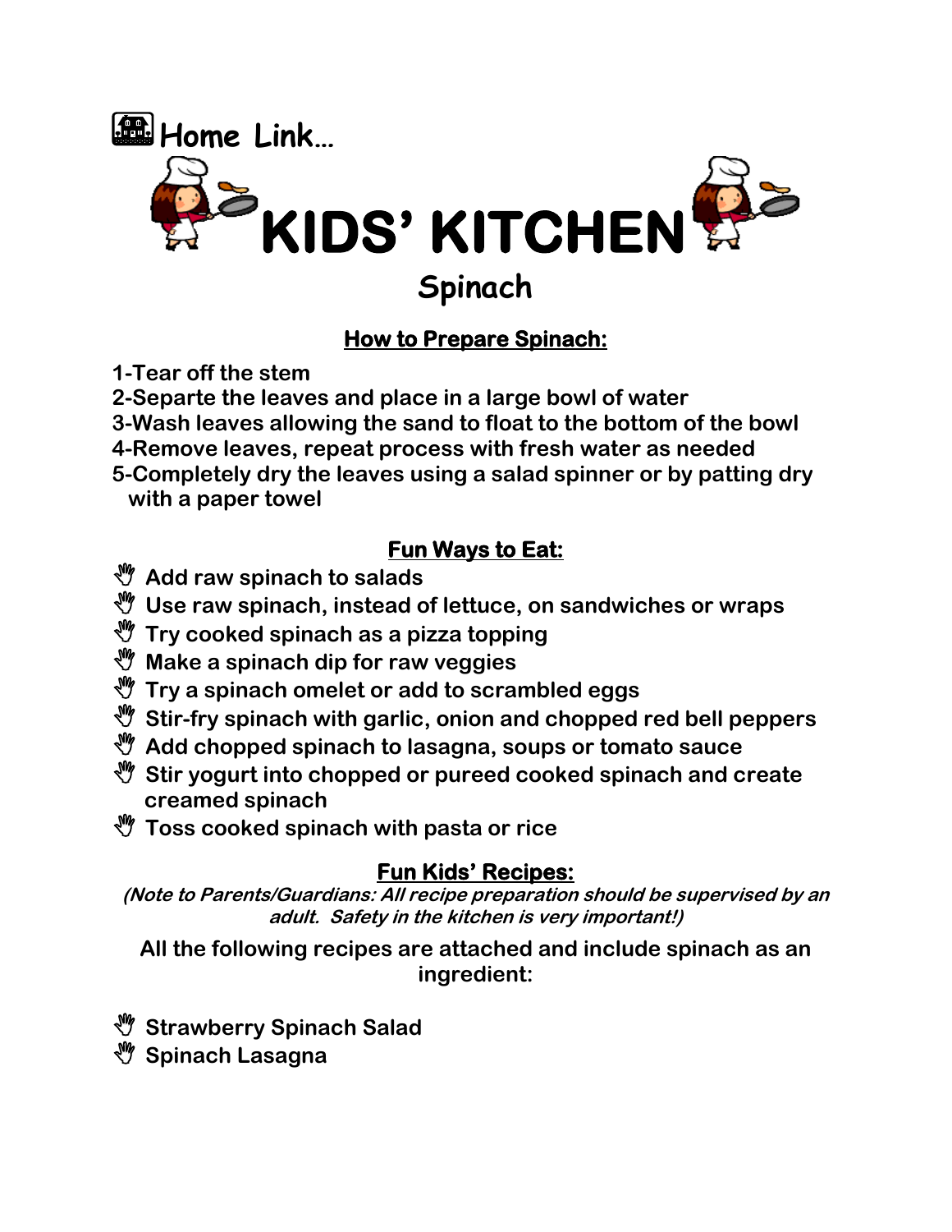Home Link…

# KIDS' KITCHEN

## Spinach

### How to Prepare Spinach:

1-Tear off the stem
2-Separte the leaves and place in a large bowl of water
3-Wash leaves allowing the sand to float to the bottom of the bowl
4-Remove leaves, repeat process with fresh water as needed
5-Completely dry the leaves using a salad spinner or by patting dry with a paper towel

### Fun Ways to Eat:

- Add raw spinach to salads
- Use raw spinach, instead of lettuce, on sandwiches or wraps
- Try cooked spinach as a pizza topping
- Make a spinach dip for raw veggies
- Try a spinach omelet or add to scrambled eggs
- Stir-fry spinach with garlic, onion and chopped red bell peppers
- Add chopped spinach to lasagna, soups or tomato sauce
- Stir yogurt into chopped or pureed cooked spinach and create creamed spinach
- Toss cooked spinach with pasta or rice

### Fun Kids' Recipes:

***(Note to Parents/Guardians: All recipe preparation should be supervised by an adult. Safety in the kitchen is very important!)***

**All the following recipes are attached and include spinach as an ingredient:**

- Strawberry Spinach Salad
- Spinach Lasagna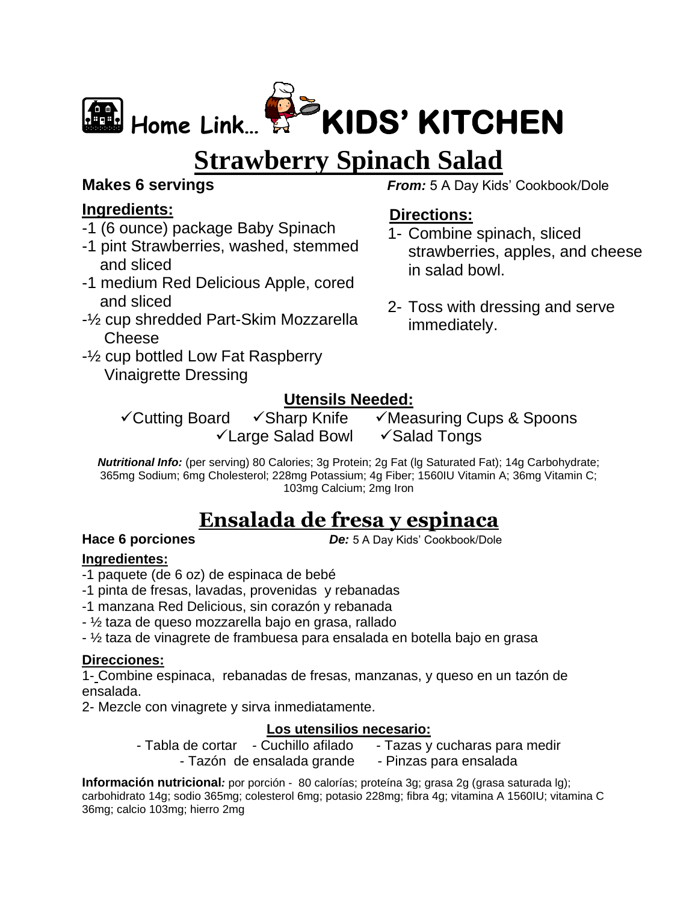# Home Link… KIDS' KITCHEN

## Strawberry Spinach Salad

**Makes 6 servings**

***From:*** 5 A Day Kids' Cookbook/Dole

### Ingredients:

- -1 (6 ounce) package Baby Spinach
- -1 pint Strawberries, washed, stemmed and sliced
- -1 medium Red Delicious Apple, cored and sliced
- -½ cup shredded Part-Skim Mozzarella Cheese
- -½ cup bottled Low Fat Raspberry Vinaigrette Dressing

### Directions:

1- Combine spinach, sliced strawberries, apples, and cheese in salad bowl.

2- Toss with dressing and serve immediately.

### Utensils Needed:

✓Cutting Board ✓Sharp Knife ✓Measuring Cups & Spoons
✓Large Salad Bowl ✓Salad Tongs

***Nutritional Info:*** (per serving) 80 Calories; 3g Protein; 2g Fat (lg Saturated Fat); 14g Carbohydrate; 365mg Sodium; 6mg Cholesterol; 228mg Potassium; 4g Fiber; 1560IU Vitamin A; 36mg Vitamin C; 103mg Calcium; 2mg Iron

## Ensalada de fresa y espinaca

**Hace 6 porciones**

***De:*** 5 A Day Kids' Cookbook/Dole

### Ingredientes:

- -1 paquete (de 6 oz) de espinaca de bebé
- -1 pinta de fresas, lavadas, provenidas y rebanadas
- -1 manzana Red Delicious, sin corazón y rebanada
- - ½ taza de queso mozzarella bajo en grasa, rallado
- - ½ taza de vinagrete de frambuesa para ensalada en botella bajo en grasa

### Direcciones:

1- Combine espinaca, rebanadas de fresas, manzanas, y queso en un tazón de ensalada.

2- Mezcle con vinagrete y sirva inmediatamente.

### Los utensilios necesario:

- Tabla de cortar - Cuchillo afilado - Tazas y cucharas para medir
- Tazón de ensalada grande - Pinzas para ensalada

**Información nutricional*:*** por porción - 80 calorías; proteína 3g; grasa 2g (grasa saturada lg); carbohidrato 14g; sodio 365mg; colesterol 6mg; potasio 228mg; fibra 4g; vitamina A 1560IU; vitamina C 36mg; calcio 103mg; hierro 2mg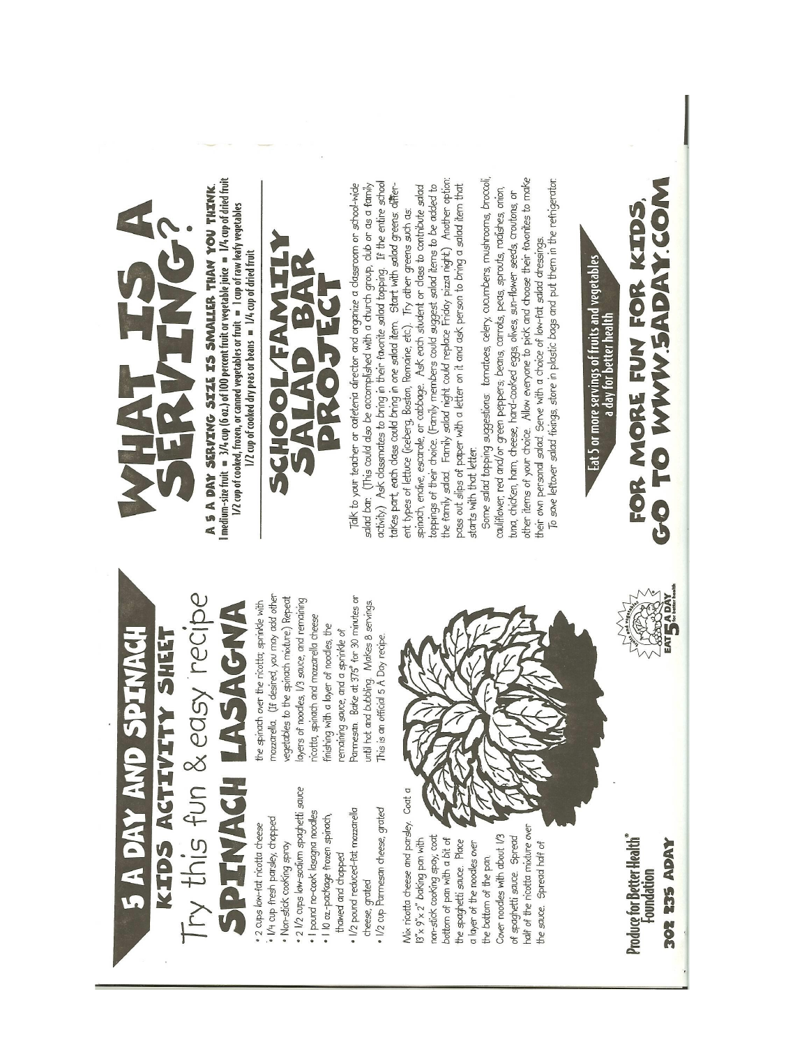# 5 A DAY AND SPINACH

## KIDS ACTIVITY SHEET

Try this fun & easy recipe

## SPINACH LASAGNA

- 2 cups low-fat ricotta cheese
- 1/4 cup fresh parsley, chopped
- Non-stick cooking spray
- 2 1/2 cups low-sodium spaghetti sauce
- 1 pound no-cook lasagna noodles
- 1 10 oz.-package frozen spinach, thawed and chopped
- 1/2 pound reduced-fat mozzarella cheese, grated
- 1/2 cup Parmesan cheese, grated

Mix ricotta cheese and parsley. Coat a 13" x 9" x 2" baking pan with non-stick cooking spray; coat bottom of pan with a bit of the spaghetti sauce. Place a layer of the noodles over the bottom of the pan. Cover noodles with about 1/3 of spaghetti sauce. Spread half of the ricotta mixture over the sauce. Spread half of the spinach over the ricotta; sprinkle with mozzarella. (If desired, you may add other vegetables to the spinach mixture.) Repeat layers of noodles, 1/3 sauce, and remaining ricotta, spinach and mozzarella cheese finishing with a layer of noodles, the remaining sauce, and a sprinkle of Parmesan. Bake at 375° for 30 minutes or until hot and bubbling. Makes 8 servings. This is an official 5 A Day recipe.

Produce for Better Health® Foundation

302 235 ADAY

EAT 5 A DAY for better health

# WHAT IS A SERVING?

**A 5 A DAY SERVING SIZE IS SMALLER THAN YOU THINK.**
1 medium-size fruit = 3/4 cup (6 oz.) of 100 percent fruit or vegetable juice = 1/4 cup of dried fruit
1/2 cup of cooked, frozen, or canned vegetables or fruit = 1 cup of raw leafy vegetables
1/2 cup of cooked dry peas or beans = 1/4 cup of dried fruit

# SCHOOL/FAMILY SALAD BAR PROJECT

Talk to your teacher or cafeteria director and organize a classroom or school-wide salad bar. (This could also be accomplished with a church group, club or as a family activity.) Ask classmates to bring in their favorite salad topping. If the entire school takes part, each class could bring in one salad item. Start with salad greens: different types of lettuce (iceberg, Boston, Romaine, etc.). Try other greens such as: spinach, endive, escarole, or cabbage. Ask each student or class to contribute salad toppings of their choice. (Family members could suggest salad items to be added to the family salad. Family salad night could replace Friday pizza night.) Another option: pass out slips of paper with a letter on it and ask each person to bring a salad item that starts with that letter.

Some salad topping suggestions: tomatoes, celery, cucumbers, mushrooms, broccoli, cauliflower, red and/or green peppers, beans, carrots, peas, sprouts, radishes, onion, tuna, chicken, ham, cheese, hard-cooked eggs, olives, sun-flower seeds, croutons, or other items of your choice. Allow everyone to pick and choose their favorites to make their own personal salad. Serve with a choice of low-fat salad dressings.

To save leftover salad fixings, store in plastic bags and put them in the refrigerator.

Eat 5 or more servings of fruits and vegetables a day for better health

## FOR MORE FUN FOR KIDS, GO TO WWW.5ADAY.COM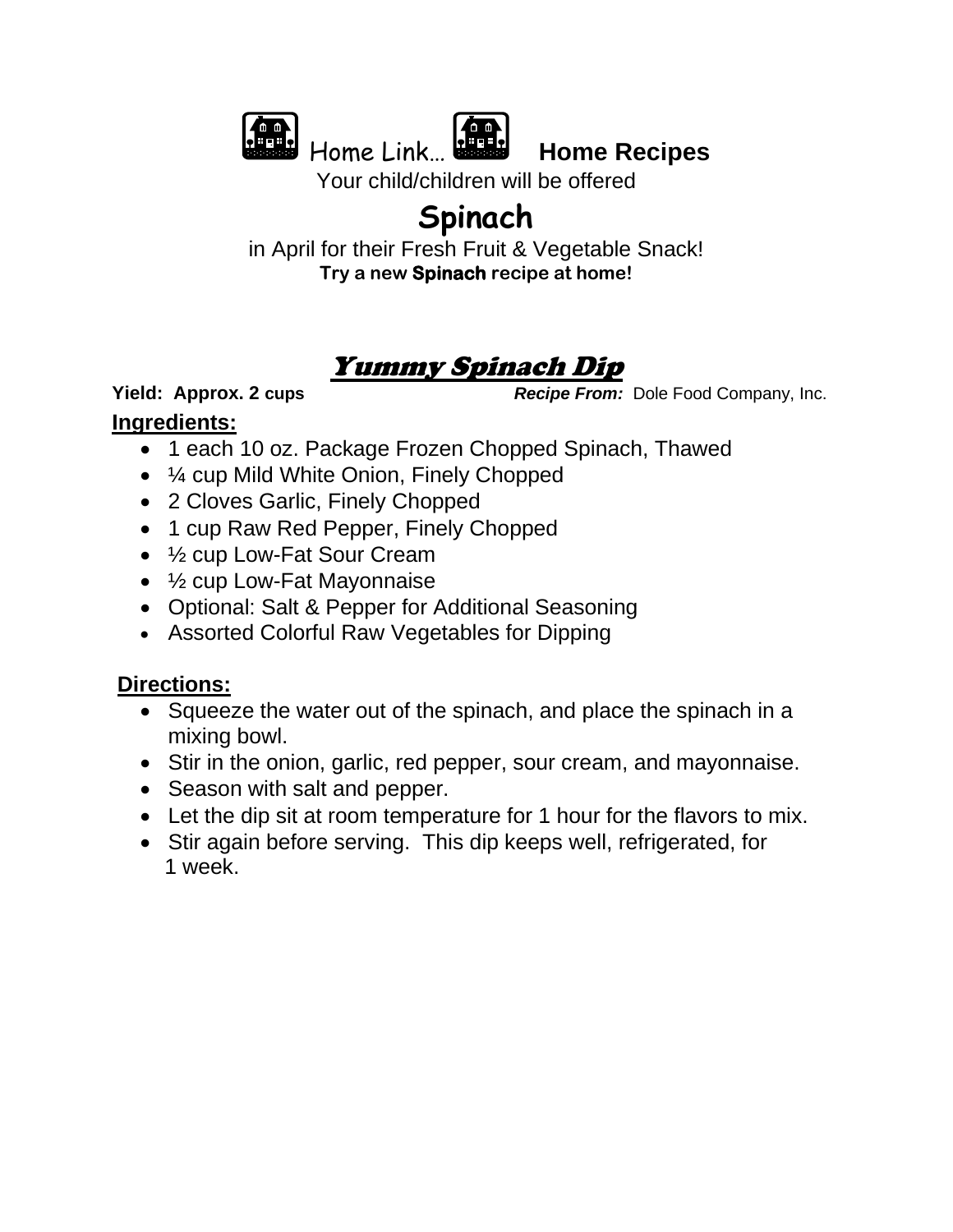Home Link… **Home Recipes**

Your child/children will be offered

# Spinach

in April for their Fresh Fruit & Vegetable Snack!

**Try a new Spinach recipe at home!**

## *Yummy Spinach Dip*

**Yield: Approx. 2 cups** ***Recipe From:*** Dole Food Company, Inc.

**Ingredients:**

- 1 each 10 oz. Package Frozen Chopped Spinach, Thawed
- ¼ cup Mild White Onion, Finely Chopped
- 2 Cloves Garlic, Finely Chopped
- 1 cup Raw Red Pepper, Finely Chopped
- ½ cup Low-Fat Sour Cream
- ½ cup Low-Fat Mayonnaise
- Optional: Salt & Pepper for Additional Seasoning
- Assorted Colorful Raw Vegetables for Dipping

**Directions:**

- Squeeze the water out of the spinach, and place the spinach in a mixing bowl.
- Stir in the onion, garlic, red pepper, sour cream, and mayonnaise.
- Season with salt and pepper.
- Let the dip sit at room temperature for 1 hour for the flavors to mix.
- Stir again before serving. This dip keeps well, refrigerated, for 1 week.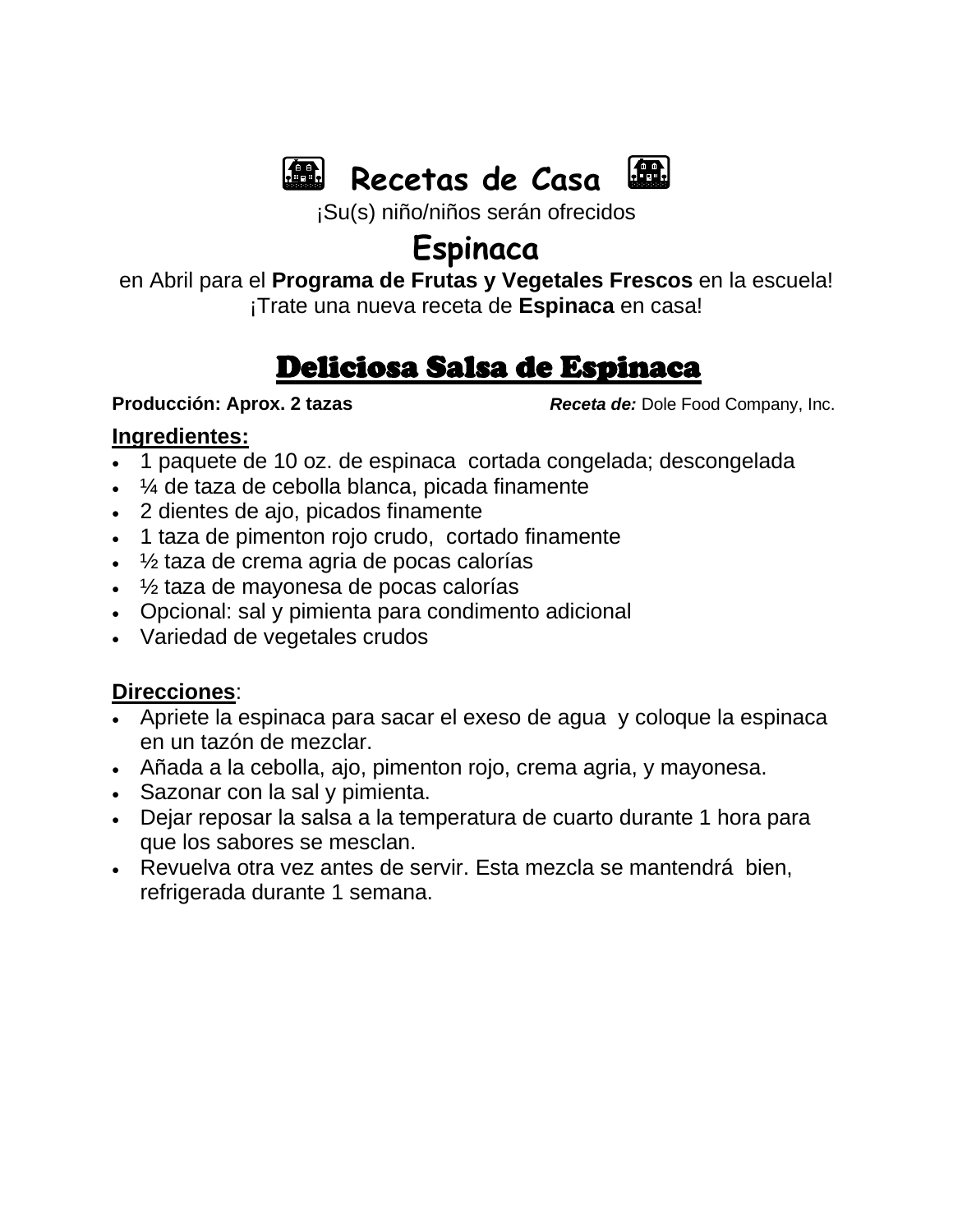# Recetas de Casa

¡Su(s) niño/niños serán ofrecidos

## Espinaca

en Abril para el **Programa de Frutas y Vegetales Frescos** en la escuela!
¡Trate una nueva receta de **Espinaca** en casa!

## Deliciosa Salsa de Espinaca

**Producción: Aprox. 2 tazas** ***Receta de:*** Dole Food Company, Inc.

**Ingredientes:**

- 1 paquete de 10 oz. de espinaca cortada congelada; descongelada
- ¼ de taza de cebolla blanca, picada finamente
- 2 dientes de ajo, picados finamente
- 1 taza de pimenton rojo crudo, cortado finamente
- ½ taza de crema agria de pocas calorías
- ½ taza de mayonesa de pocas calorías
- Opcional: sal y pimienta para condimento adicional
- Variedad de vegetales crudos

**Direcciones**:

- Apriete la espinaca para sacar el exeso de agua y coloque la espinaca en un tazón de mezclar.
- Añada a la cebolla, ajo, pimenton rojo, crema agria, y mayonesa.
- Sazonar con la sal y pimienta.
- Dejar reposar la salsa a la temperatura de cuarto durante 1 hora para que los sabores se mesclan.
- Revuelva otra vez antes de servir. Esta mezcla se mantendrá bien, refrigerada durante 1 semana.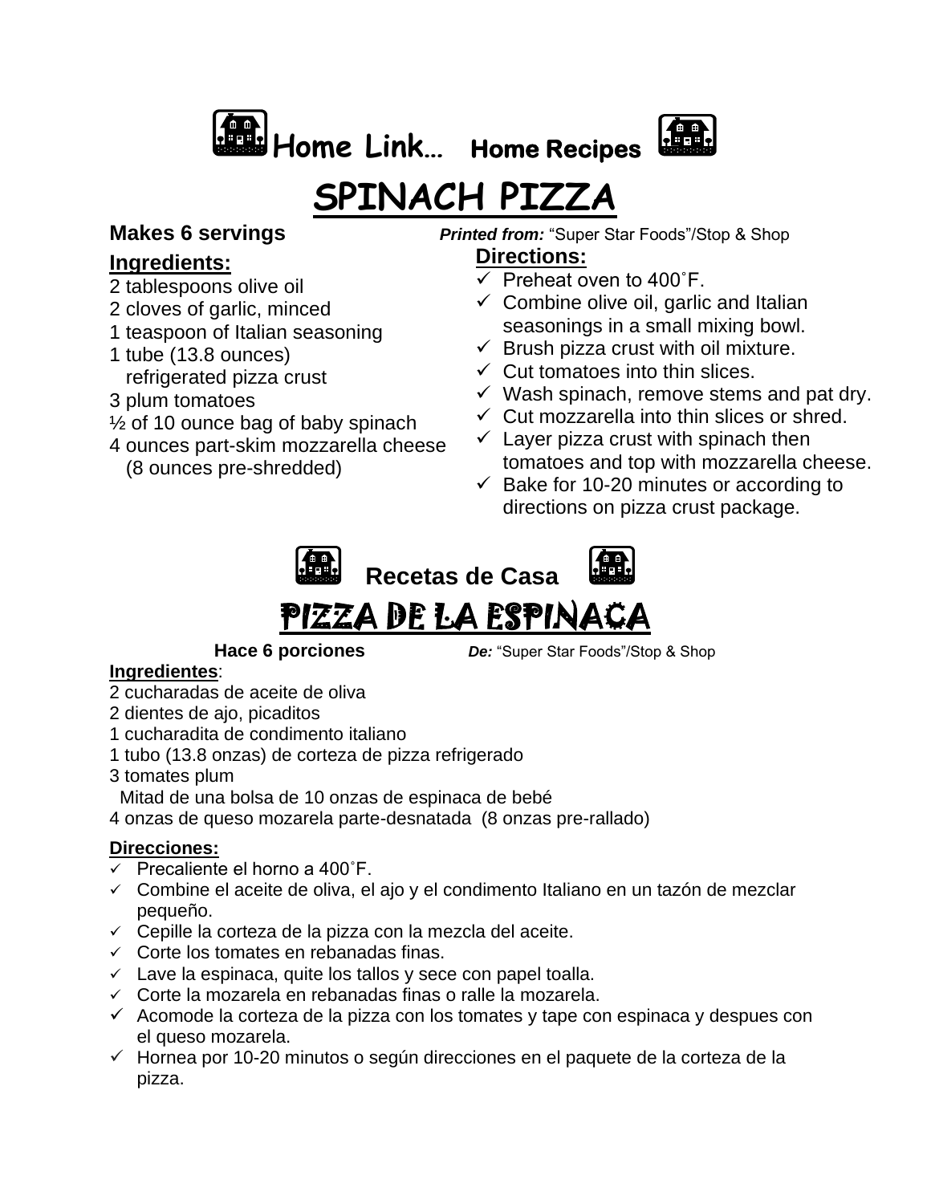# Home Link… Home Recipes

# SPINACH PIZZA

**Makes 6 servings** ***Printed from:*** "Super Star Foods"/Stop & Shop

## Ingredients:

2 tablespoons olive oil
2 cloves of garlic, minced
1 teaspoon of Italian seasoning
1 tube (13.8 ounces) refrigerated pizza crust
3 plum tomatoes
½ of 10 ounce bag of baby spinach
4 ounces part-skim mozzarella cheese (8 ounces pre-shredded)

## Directions:

- ✓ Preheat oven to 400˚F.
- ✓ Combine olive oil, garlic and Italian seasonings in a small mixing bowl.
- ✓ Brush pizza crust with oil mixture.
- ✓ Cut tomatoes into thin slices.
- ✓ Wash spinach, remove stems and pat dry.
- ✓ Cut mozzarella into thin slices or shred.
- ✓ Layer pizza crust with spinach then tomatoes and top with mozzarella cheese.
- ✓ Bake for 10-20 minutes or according to directions on pizza crust package.

# Recetas de Casa

# PIZZA DE LA ESPINACA

**Hace 6 porciones** ***De:*** "Super Star Foods"/Stop & Shop

**Ingredientes**:

2 cucharadas de aceite de oliva
2 dientes de ajo, picaditos
1 cucharadita de condimento italiano
1 tubo (13.8 onzas) de corteza de pizza refrigerado
3 tomates plum
Mitad de una bolsa de 10 onzas de espinaca de bebé
4 onzas de queso mozarela parte-desnatada (8 onzas pre-rallado)

**Direcciones:**

- ✓ Precaliente el horno a 400˚F.
- ✓ Combine el aceite de oliva, el ajo y el condimento Italiano en un tazón de mezclar pequeño.
- ✓ Cepille la corteza de la pizza con la mezcla del aceite.
- ✓ Corte los tomates en rebanadas finas.
- ✓ Lave la espinaca, quite los tallos y sece con papel toalla.
- ✓ Corte la mozarela en rebanadas finas o ralle la mozarela.
- ✓ Acomode la corteza de la pizza con los tomates y tape con espinaca y despues con el queso mozarela.
- ✓ Hornea por 10-20 minutos o según direcciones en el paquete de la corteza de la pizza.